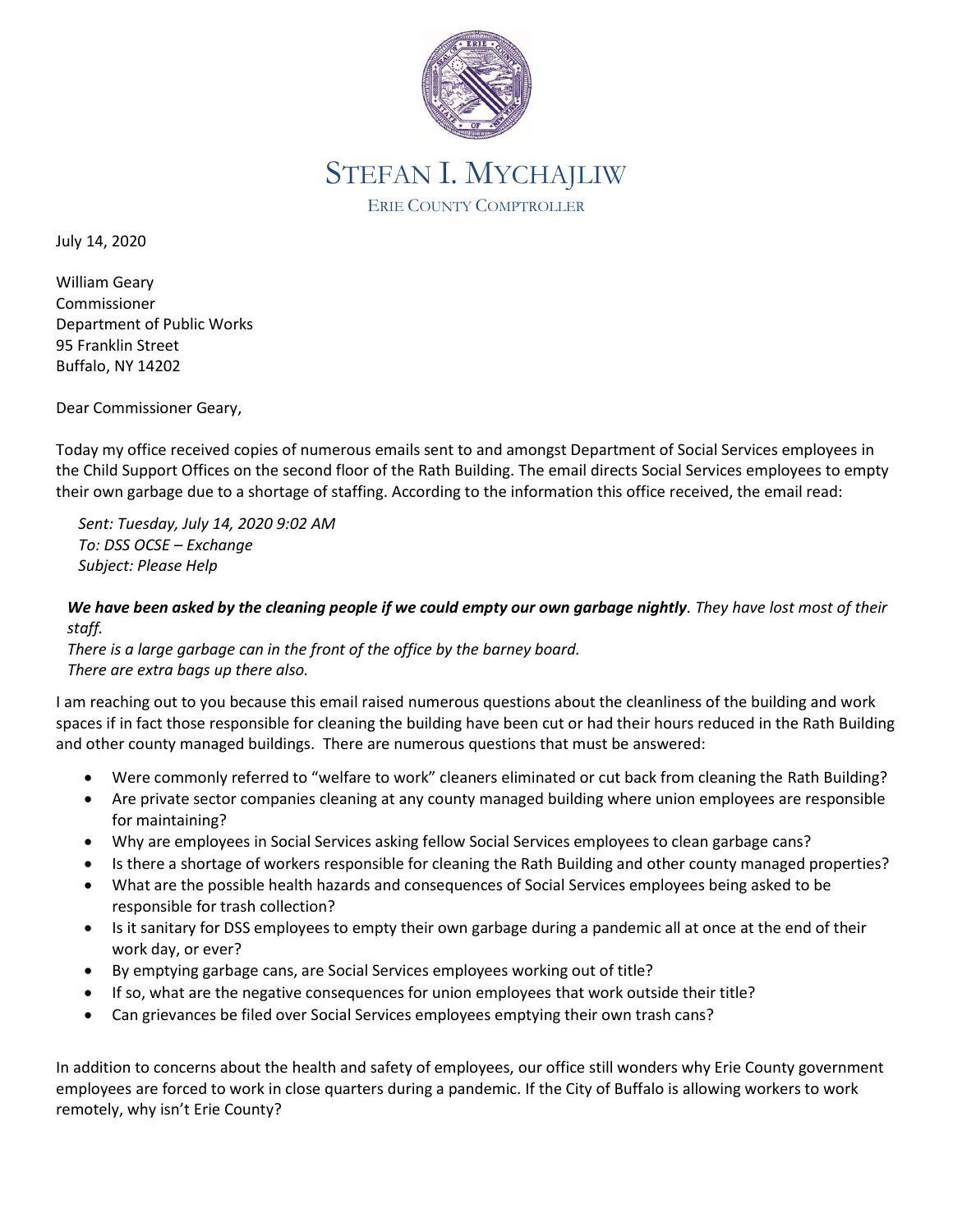# STEFAN I. MYCHAJLIW

ERIE COUNTY COMPTROLLER

July 14, 2020

William Geary
Commissioner
Department of Public Works
95 Franklin Street
Buffalo, NY 14202

Dear Commissioner Geary,

Today my office received copies of numerous emails sent to and amongst Department of Social Services employees in the Child Support Offices on the second floor of the Rath Building. The email directs Social Services employees to empty their own garbage due to a shortage of staffing. According to the information this office received, the email read:

> *Sent: Tuesday, July 14, 2020 9:02 AM*
> *To: DSS OCSE – Exchange*
> *Subject: Please Help*
>
> ***We have been asked by the cleaning people if we could empty our own garbage nightly**. They have lost most of their staff.*
> *There is a large garbage can in the front of the office by the barney board.*
> *There are extra bags up there also.*

I am reaching out to you because this email raised numerous questions about the cleanliness of the building and work spaces if in fact those responsible for cleaning the building have been cut or had their hours reduced in the Rath Building and other county managed buildings. There are numerous questions that must be answered:

- Were commonly referred to "welfare to work" cleaners eliminated or cut back from cleaning the Rath Building?
- Are private sector companies cleaning at any county managed building where union employees are responsible for maintaining?
- Why are employees in Social Services asking fellow Social Services employees to clean garbage cans?
- Is there a shortage of workers responsible for cleaning the Rath Building and other county managed properties?
- What are the possible health hazards and consequences of Social Services employees being asked to be responsible for trash collection?
- Is it sanitary for DSS employees to empty their own garbage during a pandemic all at once at the end of their work day, or ever?
- By emptying garbage cans, are Social Services employees working out of title?
- If so, what are the negative consequences for union employees that work outside their title?
- Can grievances be filed over Social Services employees emptying their own trash cans?

In addition to concerns about the health and safety of employees, our office still wonders why Erie County government employees are forced to work in close quarters during a pandemic. If the City of Buffalo is allowing workers to work remotely, why isn't Erie County?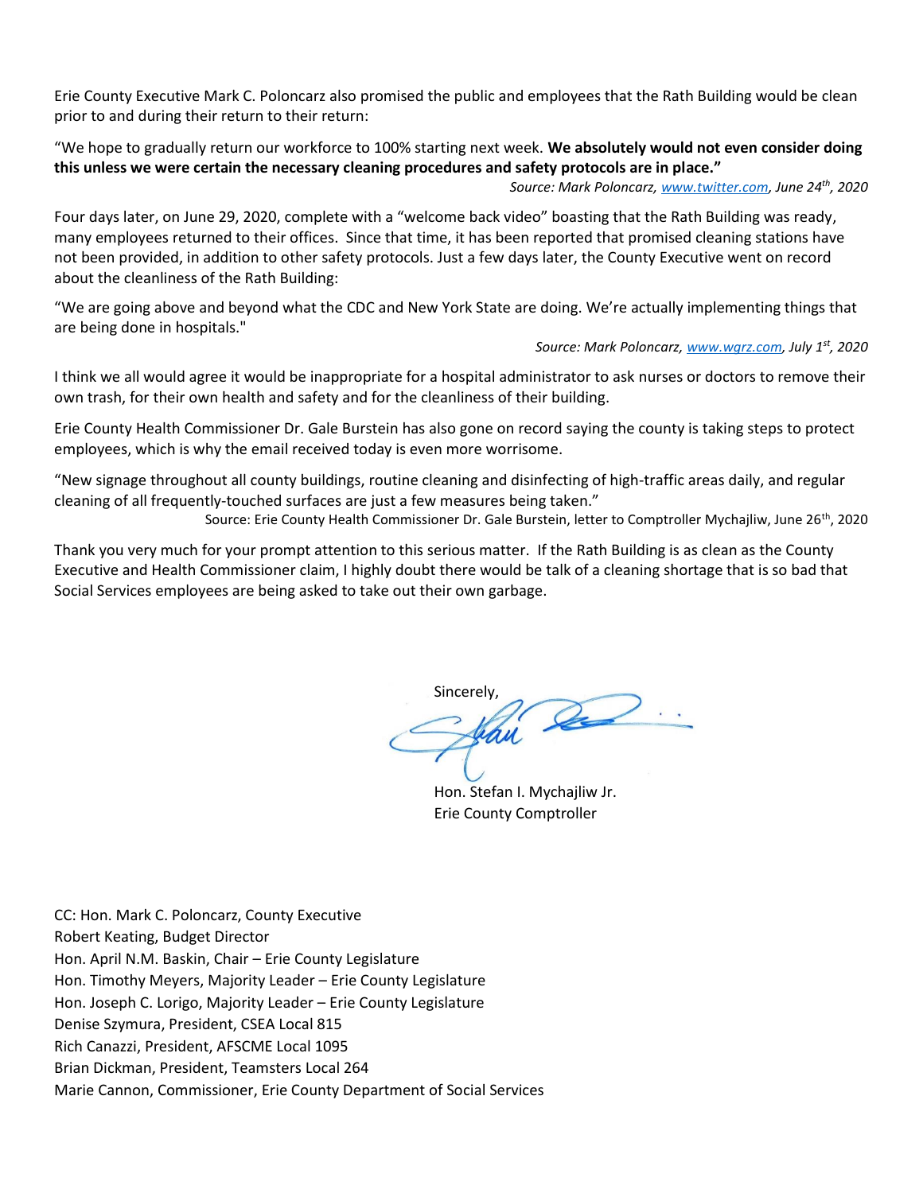Erie County Executive Mark C. Poloncarz also promised the public and employees that the Rath Building would be clean prior to and during their return to their return:

"We hope to gradually return our workforce to 100% starting next week. **We absolutely would not even consider doing this unless we were certain the necessary cleaning procedures and safety protocols are in place."**

*Source: Mark Poloncarz, www.twitter.com, June 24th, 2020*

Four days later, on June 29, 2020, complete with a "welcome back video" boasting that the Rath Building was ready, many employees returned to their offices. Since that time, it has been reported that promised cleaning stations have not been provided, in addition to other safety protocols. Just a few days later, the County Executive went on record about the cleanliness of the Rath Building:

"We are going above and beyond what the CDC and New York State are doing. We're actually implementing things that are being done in hospitals."

*Source: Mark Poloncarz, www.wgrz.com, July 1st, 2020*

I think we all would agree it would be inappropriate for a hospital administrator to ask nurses or doctors to remove their own trash, for their own health and safety and for the cleanliness of their building.

Erie County Health Commissioner Dr. Gale Burstein has also gone on record saying the county is taking steps to protect employees, which is why the email received today is even more worrisome.

"New signage throughout all county buildings, routine cleaning and disinfecting of high-traffic areas daily, and regular cleaning of all frequently-touched surfaces are just a few measures being taken."

Source: Erie County Health Commissioner Dr. Gale Burstein, letter to Comptroller Mychajliw, June 26th, 2020

Thank you very much for your prompt attention to this serious matter. If the Rath Building is as clean as the County Executive and Health Commissioner claim, I highly doubt there would be talk of a cleaning shortage that is so bad that Social Services employees are being asked to take out their own garbage.

Sincerely,

Hon. Stefan I. Mychajliw Jr.
Erie County Comptroller

CC: Hon. Mark C. Poloncarz, County Executive
Robert Keating, Budget Director
Hon. April N.M. Baskin, Chair – Erie County Legislature
Hon. Timothy Meyers, Majority Leader – Erie County Legislature
Hon. Joseph C. Lorigo, Majority Leader – Erie County Legislature
Denise Szymura, President, CSEA Local 815
Rich Canazzi, President, AFSCME Local 1095
Brian Dickman, President, Teamsters Local 264
Marie Cannon, Commissioner, Erie County Department of Social Services